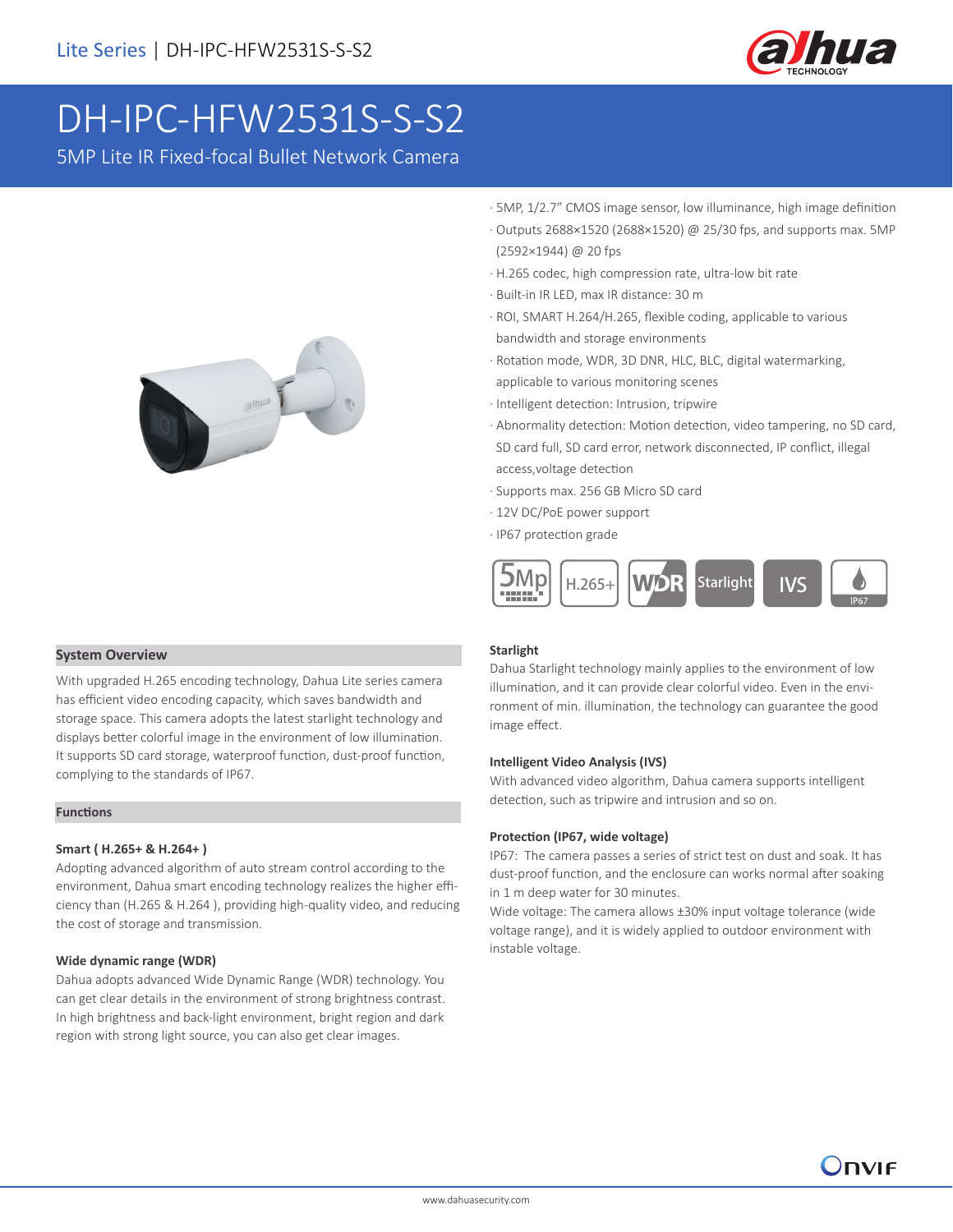# DH-IPC-HFW2531S-S-S2

5MP Lite IR Fixed-focal Bullet Network Camera

· 5MP, 1/2.7" CMOS image sensor, low illuminance, high image definition
· Outputs 2688×1520 (2688×1520) @ 25/30 fps, and supports max. 5MP (2592×1944) @ 20 fps
· H.265 codec, high compression rate, ultra-low bit rate
· Built-in IR LED, max IR distance: 30 m
· ROI, SMART H.264/H.265, flexible coding, applicable to various bandwidth and storage environments
· Rotation mode, WDR, 3D DNR, HLC, BLC, digital watermarking, applicable to various monitoring scenes
· Intelligent detection: Intrusion, tripwire
· Abnormality detection: Motion detection, video tampering, no SD card, SD card full, SD card error, network disconnected, IP conflict, illegal access,voltage detection
· Supports max. 256 GB Micro SD card
· 12V DC/PoE power support
· IP67 protection grade

## System Overview

With upgraded H.265 encoding technology, Dahua Lite series camera has efficient video encoding capacity, which saves bandwidth and storage space. This camera adopts the latest starlight technology and displays better colorful image in the environment of low illumination. It supports SD card storage, waterproof function, dust-proof function, complying to the standards of IP67.

## Functions

### Smart ( H.265+ & H.264+ )

Adopting advanced algorithm of auto stream control according to the environment, Dahua smart encoding technology realizes the higher efficiency than (H.265 & H.264 ), providing high-quality video, and reducing the cost of storage and transmission.

### Wide dynamic range (WDR)

Dahua adopts advanced Wide Dynamic Range (WDR) technology. You can get clear details in the environment of strong brightness contrast. In high brightness and back-light environment, bright region and dark region with strong light source, you can also get clear images.

### Starlight

Dahua Starlight technology mainly applies to the environment of low illumination, and it can provide clear colorful video. Even in the environment of min. illumination, the technology can guarantee the good image effect.

### Intelligent Video Analysis (IVS)

With advanced video algorithm, Dahua camera supports intelligent detection, such as tripwire and intrusion and so on.

### Protection (IP67, wide voltage)

IP67: The camera passes a series of strict test on dust and soak. It has dust-proof function, and the enclosure can works normal after soaking in 1 m deep water for 30 minutes.

Wide voltage: The camera allows ±30% input voltage tolerance (wide voltage range), and it is widely applied to outdoor environment with instable voltage.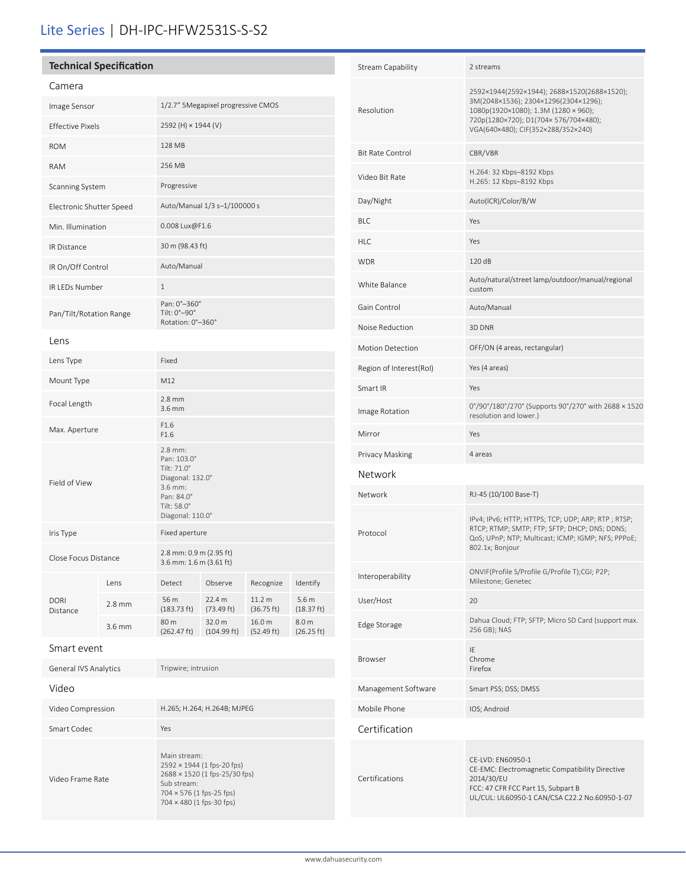# Lite Series | DH-IPC-HFW2531S-S-S2

## Technical Specification

### Camera

| | |
|---|---|
| Image Sensor | 1/2.7" 5Megapixel progressive CMOS |
| Effective Pixels | 2592 (H) × 1944 (V) |
| ROM | 128 MB |
| RAM | 256 MB |
| Scanning System | Progressive |
| Electronic Shutter Speed | Auto/Manual 1/3 s–1/100000 s |
| Min. Illumination | 0.008 Lux@F1.6 |
| IR Distance | 30 m (98.43 ft) |
| IR On/Off Control | Auto/Manual |
| IR LEDs Number | 1 |
| Pan/Tilt/Rotation Range | Pan: 0°–360°<br>Tilt: 0°–90°<br>Rotation: 0°–360° |

### Lens

| | |
|---|---|
| Lens Type | Fixed |
| Mount Type | M12 |
| Focal Length | 2.8 mm<br>3.6 mm |
| Max. Aperture | F1.6<br>F1.6 |
| Field of View | 2.8 mm:<br>Pan: 103.0°<br>Tilt: 71.0°<br>Diagonal: 132.0°<br>3.6 mm:<br>Pan: 84.0°<br>Tilt: 58.0°<br>Diagonal: 110.0° |
| Iris Type | Fixed aperture |
| Close Focus Distance | 2.8 mm: 0.9 m (2.95 ft)<br>3.6 mm: 1.6 m (3.61 ft) |

| DORI Distance | Lens | Detect | Observe | Recognize | Identify |
|---|---|---|---|---|---|
| | 2.8 mm | 56 m (183.73 ft) | 22.4 m (73.49 ft) | 11.2 m (36.75 ft) | 5.6 m (18.37 ft) |
| | 3.6 mm | 80 m (262.47 ft) | 32.0 m (104.99 ft) | 16.0 m (52.49 ft) | 8.0 m (26.25 ft) |

### Smart event

| | |
|---|---|
| General IVS Analytics | Tripwire; intrusion |

### Video

| | |
|---|---|
| Video Compression | H.265; H.264; H.264B; MJPEG |
| Smart Codec | Yes |
| Video Frame Rate | Main stream:<br>2592 × 1944 (1 fps-20 fps)<br>2688 × 1520 (1 fps-25/30 fps)<br>Sub stream:<br>704 × 576 (1 fps-25 fps)<br>704 × 480 (1 fps-30 fps) |
| Stream Capability | 2 streams |
| Resolution | 2592×1944(2592×1944); 2688×1520(2688×1520); 3M(2048×1536); 2304×1296(2304×1296); 1080p(1920×1080); 1.3M (1280 × 960); 720p(1280×720); D1(704× 576/704×480); VGA(640×480); CIF(352×288/352×240) |
| Bit Rate Control | CBR/VBR |
| Video Bit Rate | H.264: 32 Kbps–8192 Kbps<br>H.265: 12 Kbps–8192 Kbps |
| Day/Night | Auto(ICR)/Color/B/W |
| BLC | Yes |
| HLC | Yes |
| WDR | 120 dB |
| White Balance | Auto/natural/street lamp/outdoor/manual/regional custom |
| Gain Control | Auto/Manual |
| Noise Reduction | 3D DNR |
| Motion Detection | OFF/ON (4 areas, rectangular) |
| Region of Interest(RoI) | Yes (4 areas) |
| Smart IR | Yes |
| Image Rotation | 0°/90°/180°/270° (Supports 90°/270° with 2688 × 1520 resolution and lower.) |
| Mirror | Yes |
| Privacy Masking | 4 areas |

### Network

| | |
|---|---|
| Network | RJ-45 (10/100 Base-T) |
| Protocol | IPv4; IPv6; HTTP; HTTPS; TCP; UDP; ARP; RTP ; RTSP; RTCP; RTMP; SMTP; FTP; SFTP; DHCP; DNS; DDNS; QoS; UPnP; NTP; Multicast; ICMP; IGMP; NFS; PPPoE; 802.1x; Bonjour |
| Interoperability | ONVIF(Profile S/Profile G/Profile T);CGI; P2P; Milestone; Genetec |
| User/Host | 20 |
| Edge Storage | Dahua Cloud; FTP; SFTP; Micro SD Card (support max. 256 GB); NAS |
| Browser | IE<br>Chrome<br>Firefox |
| Management Software | Smart PSS; DSS; DMSS |
| Mobile Phone | IOS; Android |

### Certification

| | |
|---|---|
| Certifications | CE-LVD: EN60950-1<br>CE-EMC: Electromagnetic Compatibility Directive 2014/30/EU<br>FCC: 47 CFR FCC Part 15, Subpart B<br>UL/CUL: UL60950-1 CAN/CSA C22.2 No.60950-1-07 |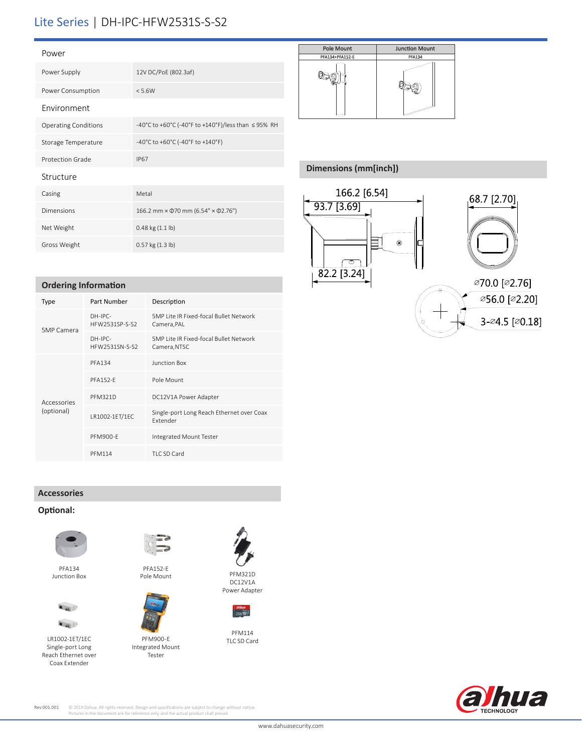# Lite Series | DH-IPC-HFW2531S-S-S2

| | |
|---|---|
| **Power** | |
| Power Supply | 12V DC/PoE (802.3af) |
| Power Consumption | < 5.6W |
| **Environment** | |
| Operating Conditions | -40°C to +60°C (-40°F to +140°F)/less than ≤95% RH |
| Storage Temperature | -40°C to +60°C (-40°F to +140°F) |
| Protection Grade | IP67 |
| **Structure** | |
| Casing | Metal |
| Dimensions | 166.2 mm × Φ70 mm (6.54" × Φ2.76") |
| Net Weight | 0.48 kg (1.1 lb) |
| Gross Weight | 0.57 kg (1.3 lb) |

| Pole Mount | Junction Mount |
|---|---|
| PFA134+PFA152-E | PFA134 |

## Ordering Information

| Type | Part Number | Description |
|---|---|---|
| 5MP Camera | DH-IPC-HFW2531SP-S-S2 | 5MP Lite IR Fixed-focal Bullet Network Camera,PAL |
| | DH-IPC-HFW2531SN-S-S2 | 5MP Lite IR Fixed-focal Bullet Network Camera,NTSC |
| Accessories (optional) | PFA134 | Junction Box |
| | PFA152-E | Pole Mount |
| | PFM321D | DC12V1A Power Adapter |
| | LR1002-1ET/1EC | Single-port Long Reach Ethernet over Coax Extender |
| | PFM900-E | Integrated Mount Tester |
| | PFM114 | TLC SD Card |

## Dimensions (mm[inch])

166.2 [6.54]
93.7 [3.69]
82.2 [3.24]
68.7 [2.70]
⌀70.0 [⌀2.76]
⌀56.0 [⌀2.20]
3-⌀4.5 [⌀0.18]

## Accessories

**Optional:**

PFA134
Junction Box

PFA152-E
Pole Mount

PFM321D
DC12V1A
Power Adapter

LR1002-1ET/1EC
Single-port Long Reach Ethernet over Coax Extender

PFM900-E
Integrated Mount Tester

PFM114
TLC SD Card

Rev 001.001 © 2019 Dahua. All rights reserved. Design and specifications are subject to change without notice. Pictures in the document are for reference only, and the actual product shall prevail.

www.dahuasecurity.com